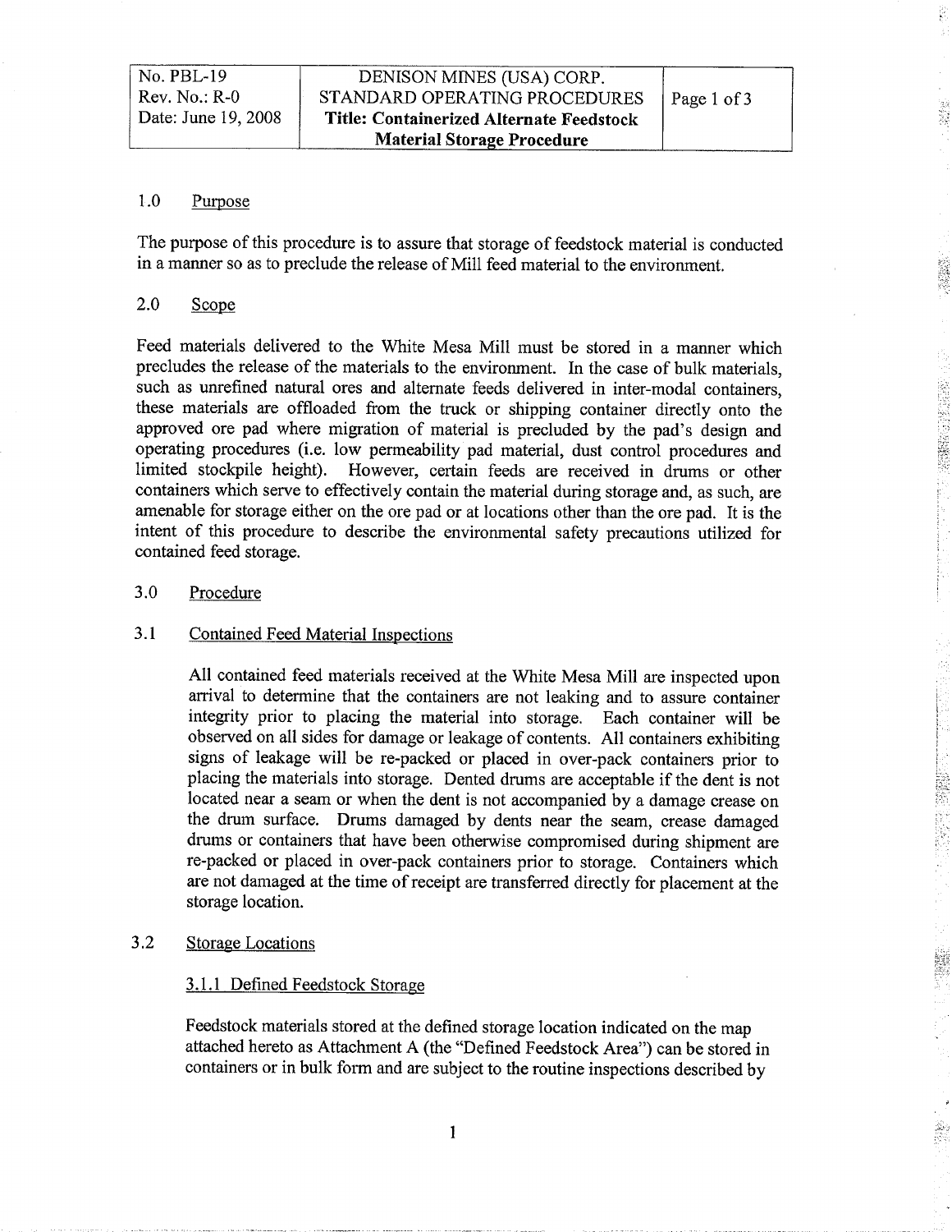| No. PBL-19 Rev. No.: R-0 Date: June 19, 2008 | DENISON MINES (USA) CORP. STANDARD OPERATING PROCEDURES **Title: Containerized Alternate Feedstock Material Storage Procedure** | Page 1 of 3 |
|---|---|---|

## 1.0 Purpose

The purpose of this procedure is to assure that storage of feedstock material is conducted in a manner so as to preclude the release of Mill feed material to the environment.

## 2.0 Scope

Feed materials delivered to the White Mesa Mill must be stored in a manner which precludes the release of the materials to the environment. In the case of bulk materials, such as unrefined natural ores and alternate feeds delivered in inter-modal containers, these materials are offloaded from the truck or shipping container directly onto the approved ore pad where migration of material is precluded by the pad's design and operating procedures (i.e. low permeability pad material, dust control procedures and limited stockpile height). However, certain feeds are received in drums or other containers which serve to effectively contain the material during storage and, as such, are amenable for storage either on the ore pad or at locations other than the ore pad. It is the intent of this procedure to describe the environmental safety precautions utilized for contained feed storage.

## 3.0 Procedure

### 3.1 Contained Feed Material Inspections

All contained feed materials received at the White Mesa Mill are inspected upon arrival to determine that the containers are not leaking and to assure container integrity prior to placing the material into storage. Each container will be observed on all sides for damage or leakage of contents. All containers exhibiting signs of leakage will be re-packed or placed in over-pack containers prior to placing the materials into storage. Dented drums are acceptable if the dent is not located near a seam or when the dent is not accompanied by a damage crease on the drum surface. Drums damaged by dents near the seam, crease damaged drums or containers that have been otherwise compromised during shipment are re-packed or placed in over-pack containers prior to storage. Containers which are not damaged at the time of receipt are transferred directly for placement at the storage location.

### 3.2 Storage Locations

#### 3.1.1 Defined Feedstock Storage

Feedstock materials stored at the defined storage location indicated on the map attached hereto as Attachment A (the "Defined Feedstock Area") can be stored in containers or in bulk form and are subject to the routine inspections described by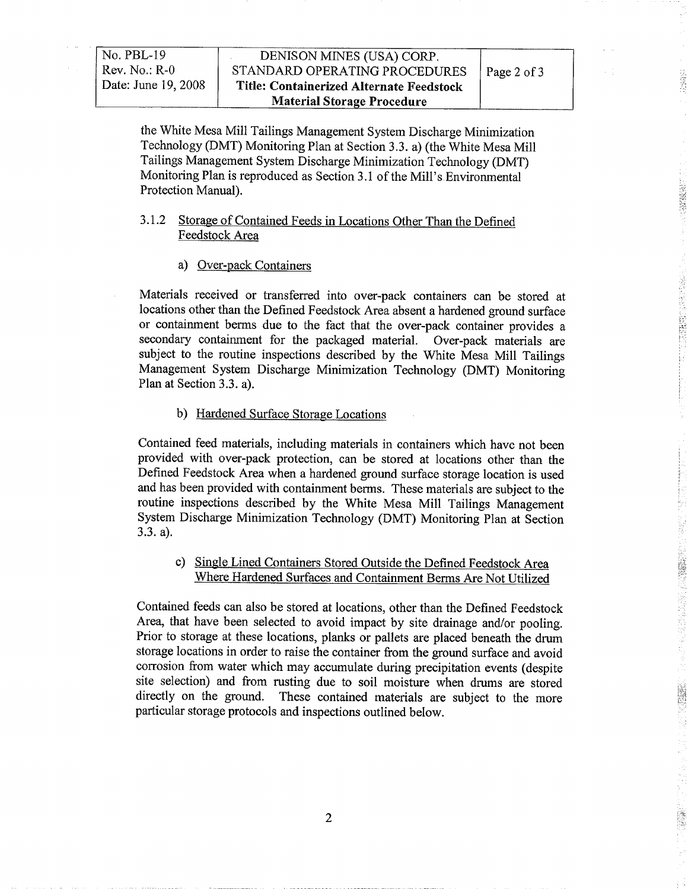the White Mesa Mill Tailings Management System Discharge Minimization Technology (DMT) Monitoring Plan at Section 3.3. a) (the White Mesa Mill Tailings Management System Discharge Minimization Technology (DMT) Monitoring Plan is reproduced as Section 3.1 of the Mill's Environmental Protection Manual).

### 3.1.2 Storage of Contained Feeds in Locations Other Than the Defined Feedstock Area

#### a) Over-pack Containers

Materials received or transferred into over-pack containers can be stored at locations other than the Defined Feedstock Area absent a hardened ground surface or containment berms due to the fact that the over-pack container provides a secondary containment for the packaged material. Over-pack materials are subject to the routine inspections described by the White Mesa Mill Tailings Management System Discharge Minimization Technology (DMT) Monitoring Plan at Section 3.3. a).

#### b) Hardened Surface Storage Locations

Contained feed materials, including materials in containers which have not been provided with over-pack protection, can be stored at locations other than the Defined Feedstock Area when a hardened ground surface storage location is used and has been provided with containment berms. These materials are subject to the routine inspections described by the White Mesa Mill Tailings Management System Discharge Minimization Technology (DMT) Monitoring Plan at Section 3.3. a).

#### c) Single Lined Containers Stored Outside the Defined Feedstock Area Where Hardened Surfaces and Containment Berms Are Not Utilized

Contained feeds can also be stored at locations, other than the Defined Feedstock Area, that have been selected to avoid impact by site drainage and/or pooling. Prior to storage at these locations, planks or pallets are placed beneath the drum storage locations in order to raise the container from the ground surface and avoid corrosion from water which may accumulate during precipitation events (despite site selection) and from rusting due to soil moisture when drums are stored directly on the ground. These contained materials are subject to the more particular storage protocols and inspections outlined below.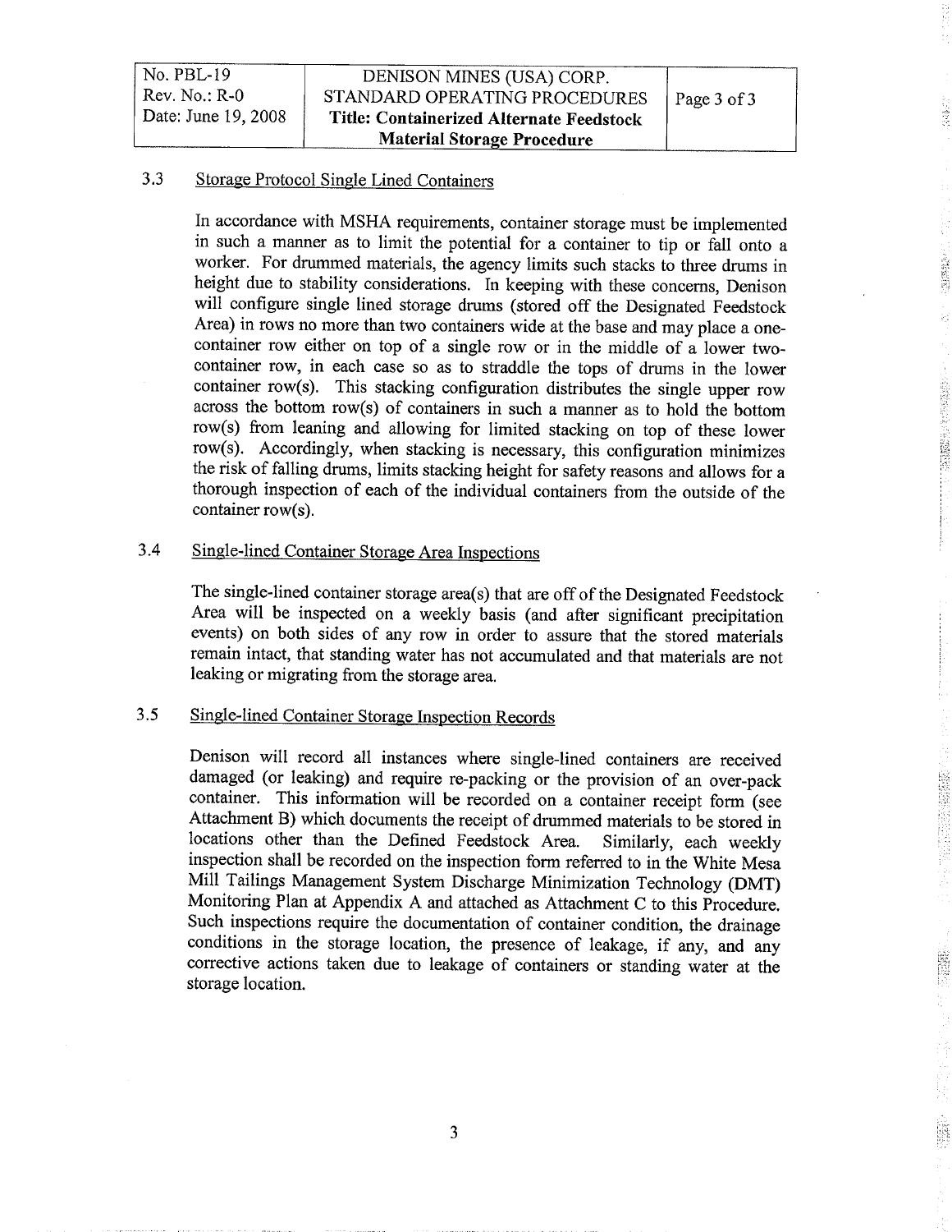### 3.3 Storage Protocol Single Lined Containers

In accordance with MSHA requirements, container storage must be implemented in such a manner as to limit the potential for a container to tip or fall onto a worker. For drummed materials, the agency limits such stacks to three drums in height due to stability considerations. In keeping with these concerns, Denison will configure single lined storage drums (stored off the Designated Feedstock Area) in rows no more than two containers wide at the base and may place a one-container row either on top of a single row or in the middle of a lower two-container row, in each case so as to straddle the tops of drums in the lower container row(s). This stacking configuration distributes the single upper row across the bottom row(s) of containers in such a manner as to hold the bottom row(s) from leaning and allowing for limited stacking on top of these lower row(s). Accordingly, when stacking is necessary, this configuration minimizes the risk of falling drums, limits stacking height for safety reasons and allows for a thorough inspection of each of the individual containers from the outside of the container row(s).

### 3.4 Single-lined Container Storage Area Inspections

The single-lined container storage area(s) that are off of the Designated Feedstock Area will be inspected on a weekly basis (and after significant precipitation events) on both sides of any row in order to assure that the stored materials remain intact, that standing water has not accumulated and that materials are not leaking or migrating from the storage area.

### 3.5 Single-lined Container Storage Inspection Records

Denison will record all instances where single-lined containers are received damaged (or leaking) and require re-packing or the provision of an over-pack container. This information will be recorded on a container receipt form (see Attachment B) which documents the receipt of drummed materials to be stored in locations other than the Defined Feedstock Area. Similarly, each weekly inspection shall be recorded on the inspection form referred to in the White Mesa Mill Tailings Management System Discharge Minimization Technology (DMT) Monitoring Plan at Appendix A and attached as Attachment C to this Procedure. Such inspections require the documentation of container condition, the drainage conditions in the storage location, the presence of leakage, if any, and any corrective actions taken due to leakage of containers or standing water at the storage location.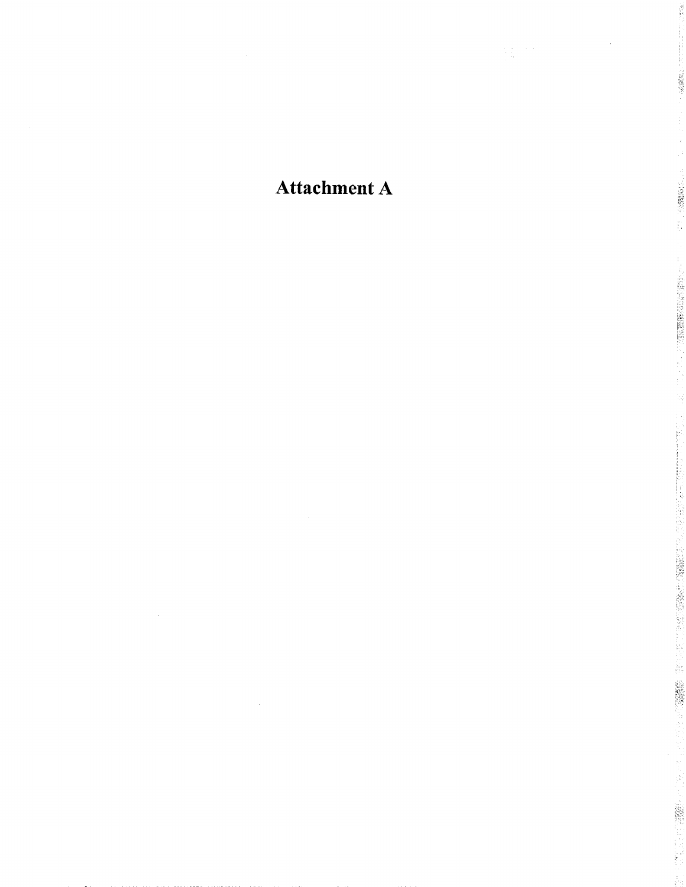# Attachment A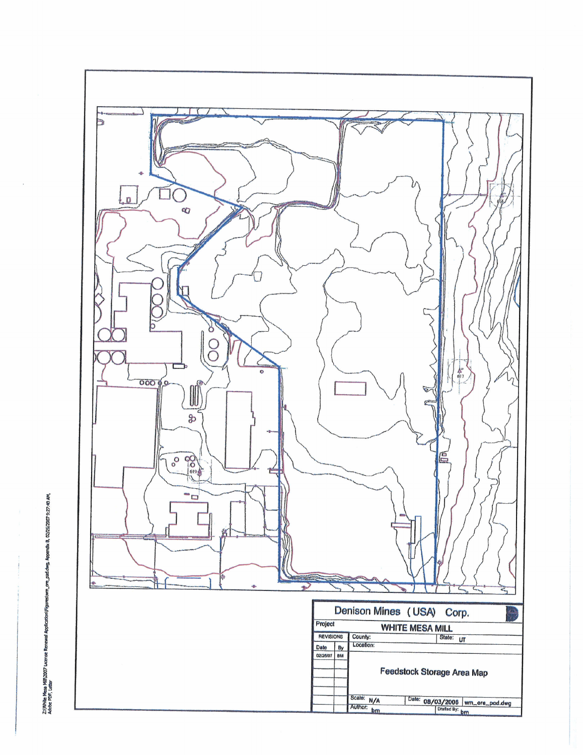| Denison Mines (USA) Corp. | | | |
|---|---|---|---|
| Project | WHITE MESA MILL | | |
| REVISIONS | County: | State: UT | |
| Date / By | Location: | | |
| 02/26/07 / BM | Feedstock Storage Area Map | | |
| | Scale: N/A | Date: 08/03/2006 | wm_ore_pad.dwg |
| | Author: bm | Drafted By: bm | |

Z:\White Mesa Mill\2007 License Renewal Application\Figures\wm_ore_pad.dwg, Appendix 8, 02/26/2007 9:27:40 AM, Adobe PDF, Letter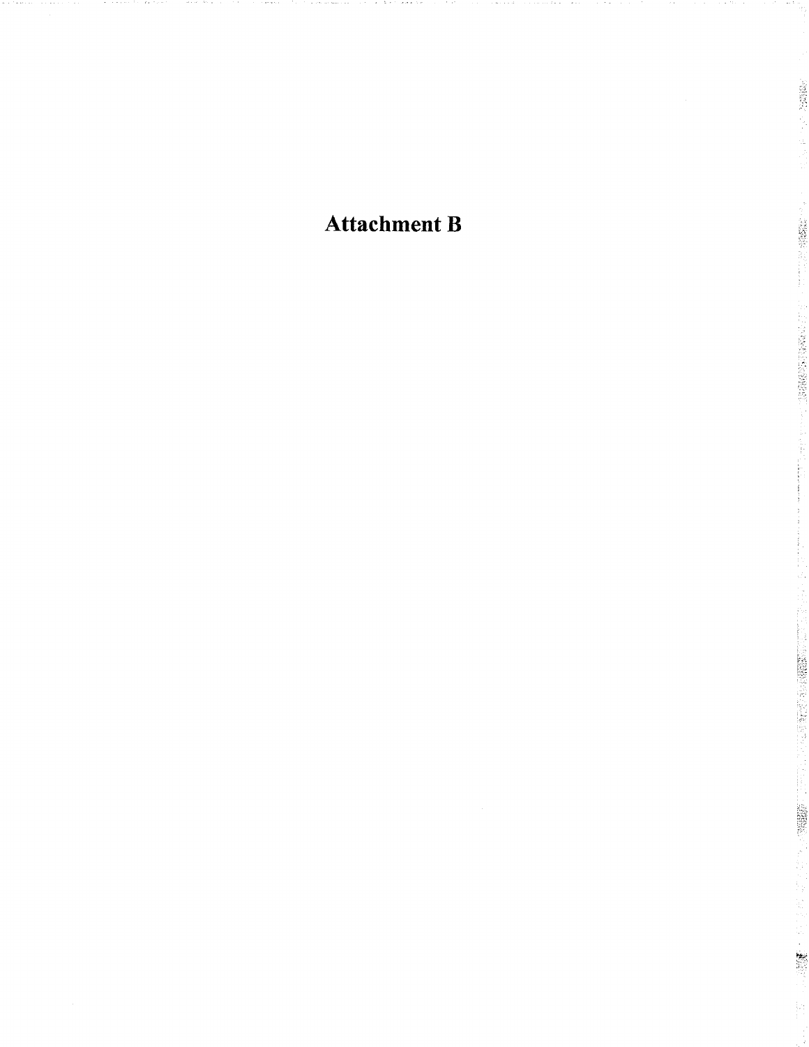# Attachment B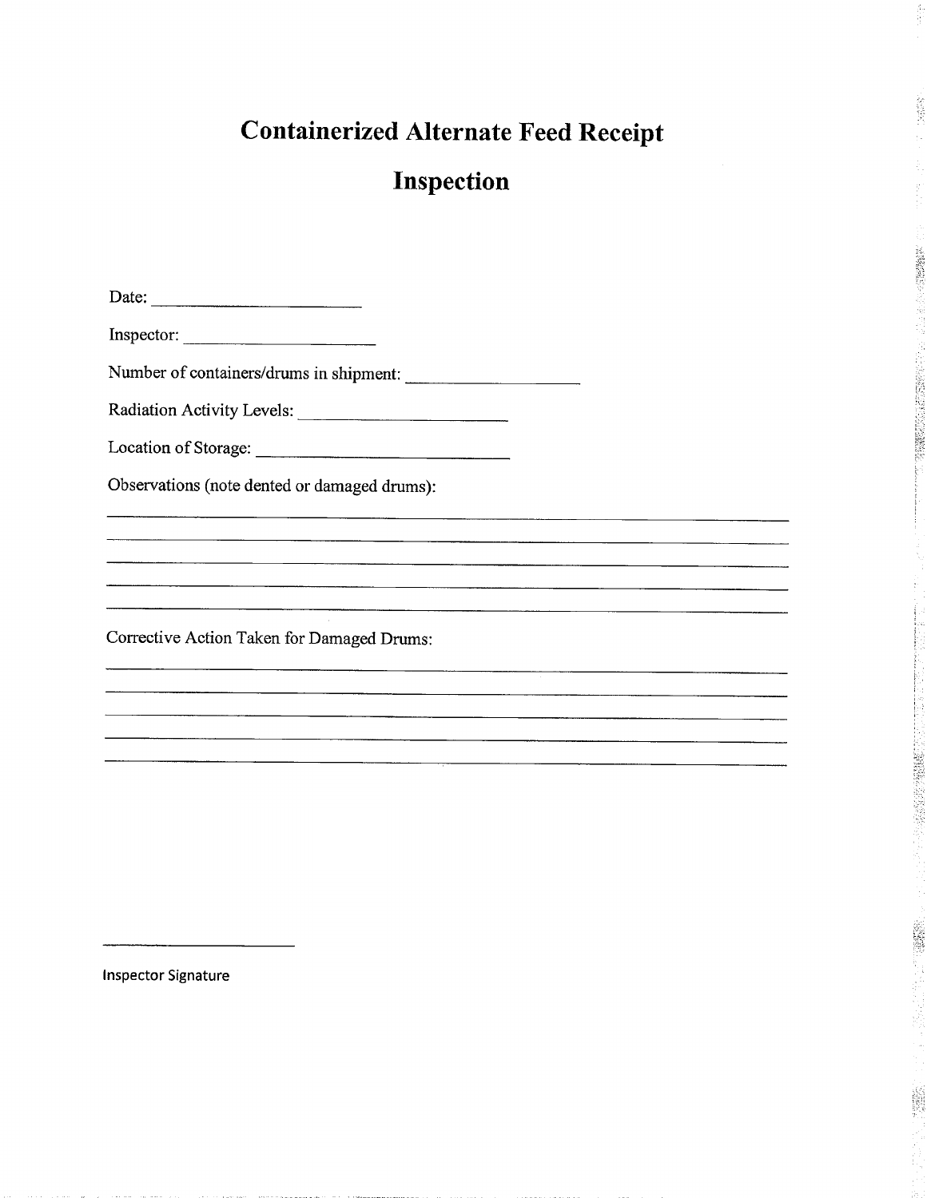# Containerized Alternate Feed Receipt

# Inspection

Date: ______________________

Inspector: ____________________

Number of containers/drums in shipment: __________________

Radiation Activity Levels: ______________________

Location of Storage: ___________________________

Observations (note dented or damaged drums):

________________________________________________________________________

________________________________________________________________________

________________________________________________________________________

________________________________________________________________________

________________________________________________________________________

Corrective Action Taken for Damaged Drums:

________________________________________________________________________

________________________________________________________________________

________________________________________________________________________

________________________________________________________________________

________________________________________________________________________

______________________

Inspector Signature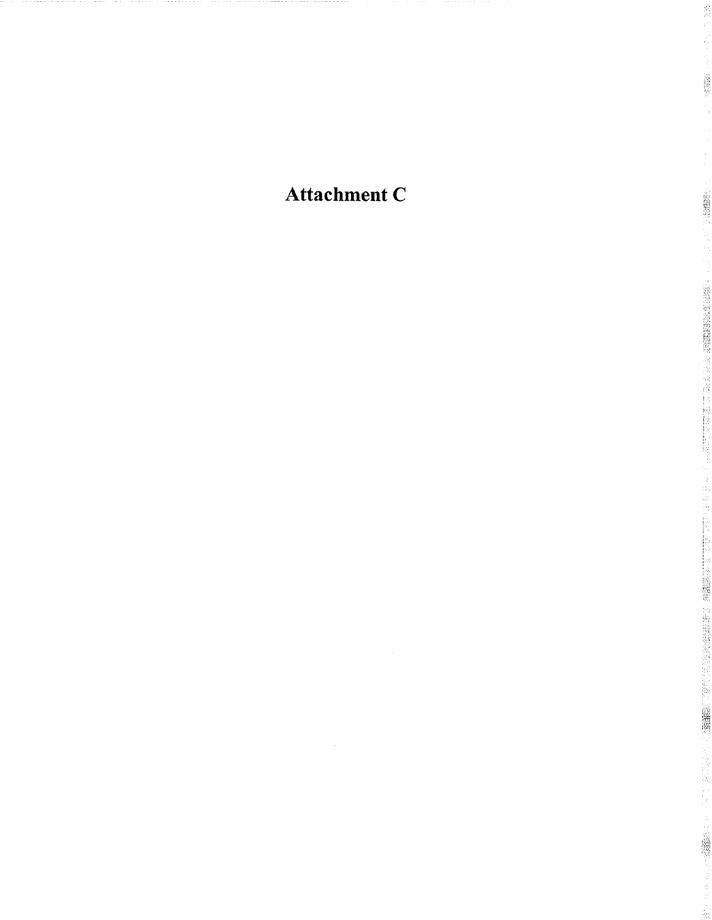# Attachment C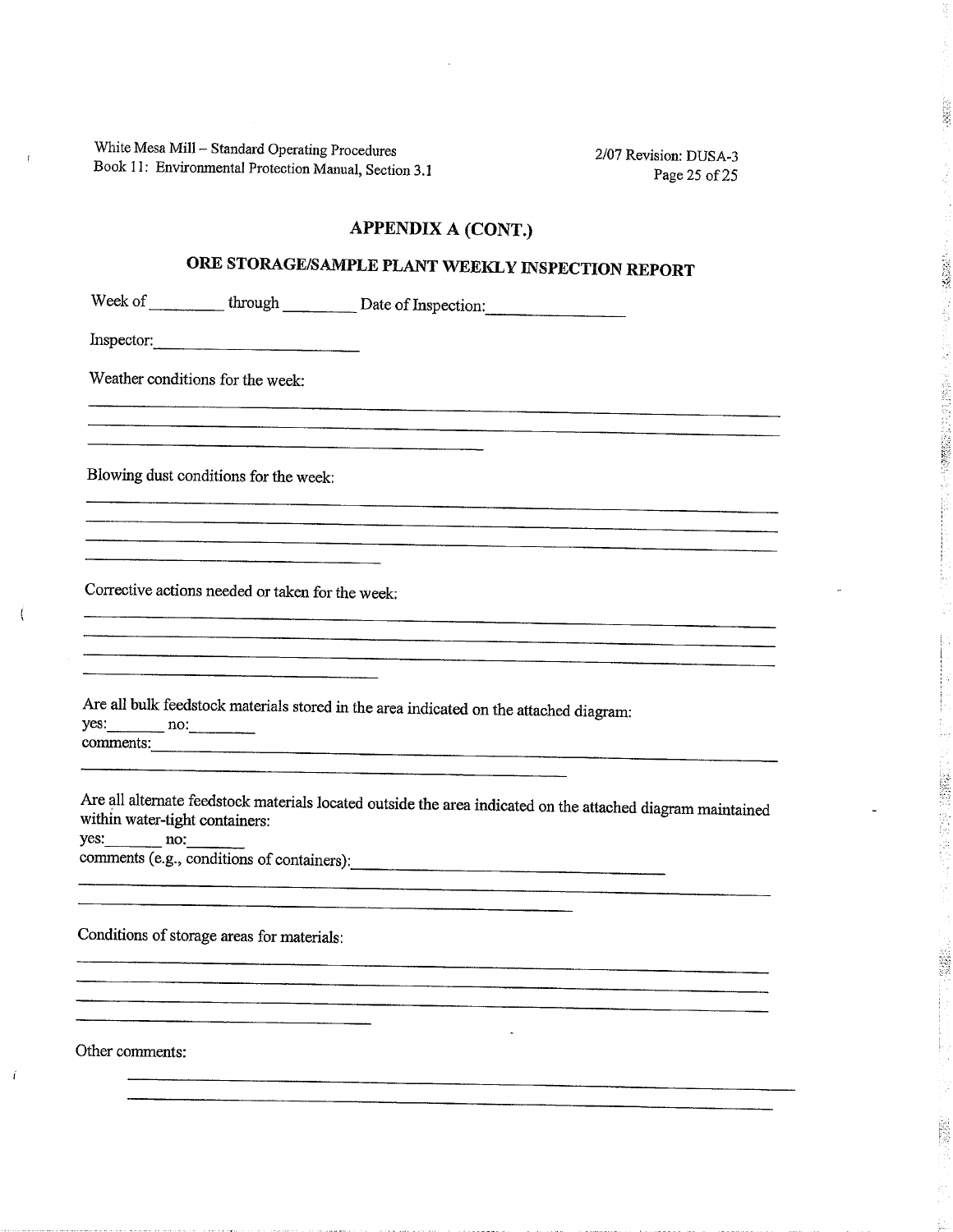## APPENDIX A (CONT.)

## ORE STORAGE/SAMPLE PLANT WEEKLY INSPECTION REPORT

Week of _________ through _________ Date of Inspection: ________________

Inspector: ________________________

Weather conditions for the week:

______________________________________________________________________

______________________________________________________________________

______________________________________

Blowing dust conditions for the week:

______________________________________________________________________

______________________________________________________________________

______________________________________________________________________

______________________________

Corrective actions needed or taken for the week:

______________________________________________________________________

______________________________________________________________________

______________________________________________________________________

______________________________

Are all bulk feedstock materials stored in the area indicated on the attached diagram:
yes:_______ no:________
comments:______________________________________________________________

______________________________________________

Are all alternate feedstock materials located outside the area indicated on the attached diagram maintained within water-tight containers:
yes:_______ no:_______
comments (e.g., conditions of containers):______________________________

______________________________________________________________________

______________________________________________

Conditions of storage areas for materials:

______________________________________________________________________

______________________________________________________________________

______________________________________________________________________

______________________________

Other comments:

______________________________________________________________________

______________________________________________________________________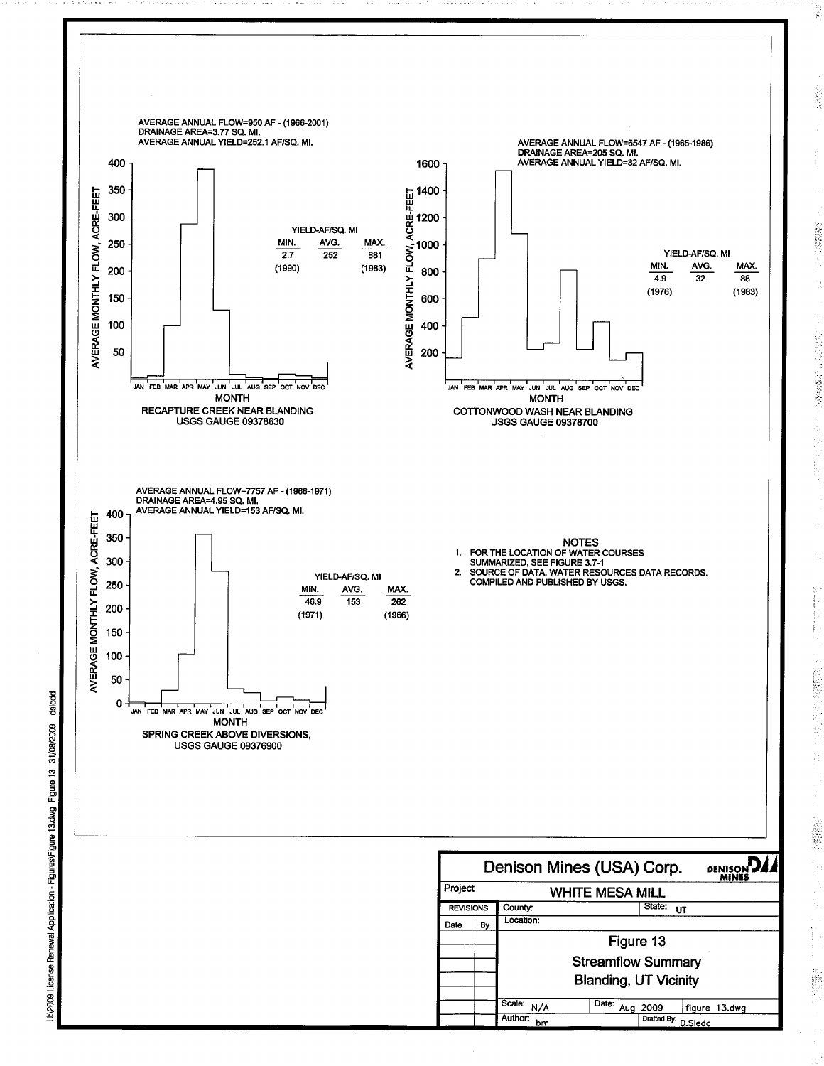AVERAGE ANNUAL FLOW=950 AF - (1966-2001)
DRAINAGE AREA=3.77 SQ. MI.
AVERAGE ANNUAL YIELD=252.1 AF/SQ. MI.

AVERAGE MONTHLY FLOW, ACRE-FEET

400
350
300
250
200
150
100
50

YIELD-AF/SQ. MI
MIN. 2.7 (1990)
AVG. 252
MAX. 881 (1983)

JAN FEB MAR APR MAY JUN JUL AUG SEP OCT NOV DEC

MONTH

RECAPTURE CREEK NEAR BLANDING
USGS GAUGE 09378630

AVERAGE ANNUAL FLOW=6547 AF - (1965-1986)
DRAINAGE AREA=205 SQ. MI.
AVERAGE ANNUAL YIELD=32 AF/SQ. MI.

AVERAGE MONTHLY FLOW, ACRE-FEET

1600
1400
1200
1000
800
600
400
200

YIELD-AF/SQ. MI
MIN. 4.9 (1976)
AVG. 32
MAX. 88 (1983)

JAN FEB MAR APR MAY JUN JUL AUG SEP OCT NOV DEC

MONTH

COTTONWOOD WASH NEAR BLANDING
USGS GAUGE 09378700

AVERAGE ANNUAL FLOW=7757 AF - (1966-1971)
DRAINAGE AREA=4.95 SQ. MI.
AVERAGE ANNUAL YIELD=153 AF/SQ. MI.

AVERAGE MONTHLY FLOW, ACRE-FEET

400
350
300
250
200
150
100
50
0

YIELD-AF/SQ. MI
MIN. 46.9 (1971)
AVG. 153
MAX. 262 (1966)

JAN FEB MAR APR MAY JUN JUL AUG SEP OCT NOV DEC

MONTH

SPRING CREEK ABOVE DIVERSIONS,
USGS GAUGE 09376900

NOTES

1. FOR THE LOCATION OF WATER COURSES SUMMARIZED, SEE FIGURE 3.7-1
2. SOURCE OF DATA. WATER RESOURCES DATA RECORDS. COMPILED AND PUBLISHED BY USGS.

U:\2009 License Renewal Application - Figures\Figure 13.dwg Figure 13 31/08/2009 dsledd

| | |
|---|---|
| Denison Mines (USA) Corp. | DENISON MINES |
| Project | WHITE MESA MILL |
| County: | State: UT |
| Location: | |
| | Figure 13 |
| | Streamflow Summary Blanding, UT Vicinity |
| Scale: N/A | Date: Aug 2009 — figure 13.dwg |
| Author: bm | Drafted By: D.Sledd |

REVISIONS

| Date | By |
|---|---|
| | |